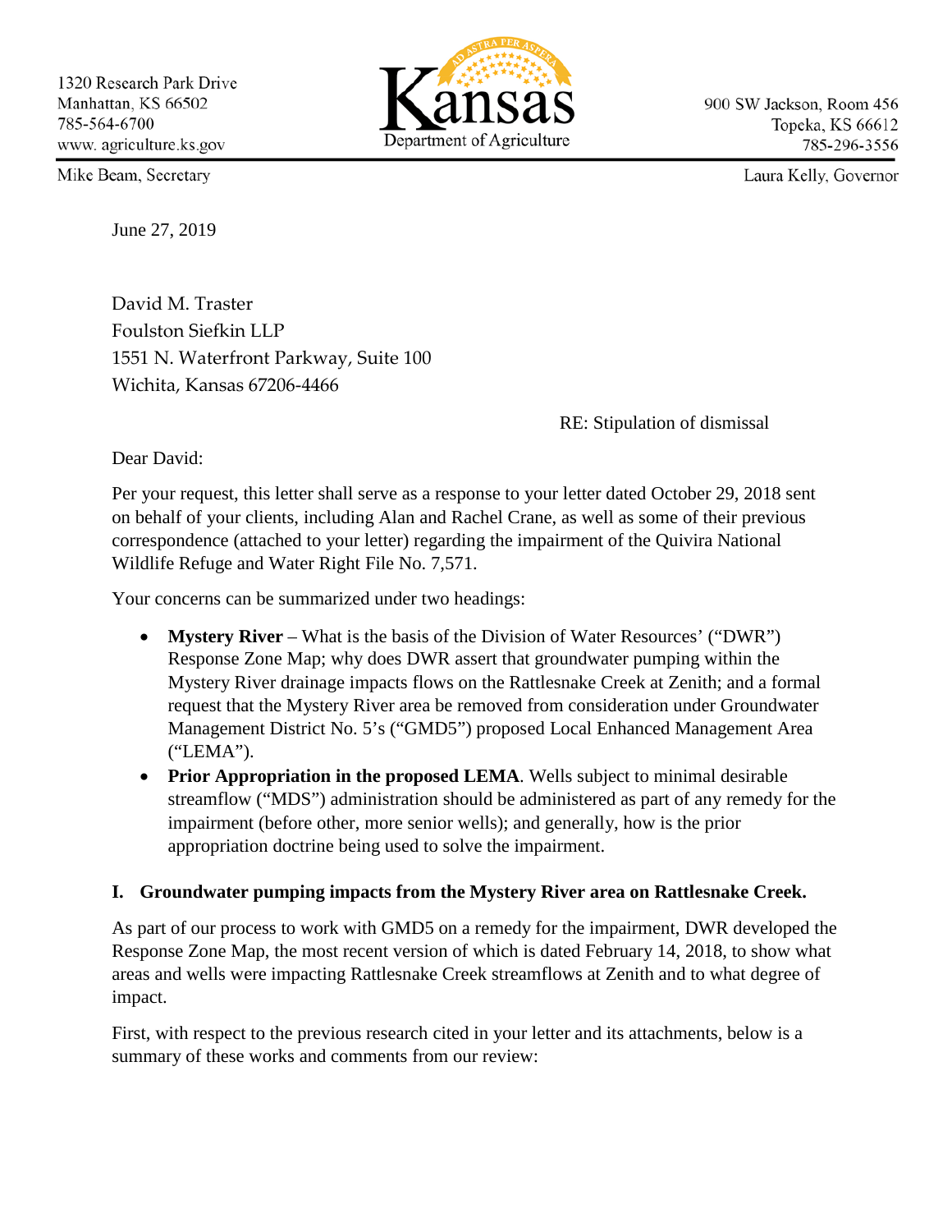1320 Research Park Drive
Manhattan, KS 66502
785-564-6700
www. agriculture.ks.gov

Kansas Department of Agriculture

900 SW Jackson, Room 456
Topeka, KS 66612
785-296-3556

Mike Beam, Secretary

Laura Kelly, Governor

June 27, 2019

David M. Traster
Foulston Siefkin LLP
1551 N. Waterfront Parkway, Suite 100
Wichita, Kansas 67206-4466

RE: Stipulation of dismissal

Dear David:

Per your request, this letter shall serve as a response to your letter dated October 29, 2018 sent on behalf of your clients, including Alan and Rachel Crane, as well as some of their previous correspondence (attached to your letter) regarding the impairment of the Quivira National Wildlife Refuge and Water Right File No. 7,571.

Your concerns can be summarized under two headings:

- **Mystery River** – What is the basis of the Division of Water Resources' ("DWR") Response Zone Map; why does DWR assert that groundwater pumping within the Mystery River drainage impacts flows on the Rattlesnake Creek at Zenith; and a formal request that the Mystery River area be removed from consideration under Groundwater Management District No. 5's ("GMD5") proposed Local Enhanced Management Area ("LEMA").
- **Prior Appropriation in the proposed LEMA**. Wells subject to minimal desirable streamflow ("MDS") administration should be administered as part of any remedy for the impairment (before other, more senior wells); and generally, how is the prior appropriation doctrine being used to solve the impairment.

## I. Groundwater pumping impacts from the Mystery River area on Rattlesnake Creek.

As part of our process to work with GMD5 on a remedy for the impairment, DWR developed the Response Zone Map, the most recent version of which is dated February 14, 2018, to show what areas and wells were impacting Rattlesnake Creek streamflows at Zenith and to what degree of impact.

First, with respect to the previous research cited in your letter and its attachments, below is a summary of these works and comments from our review: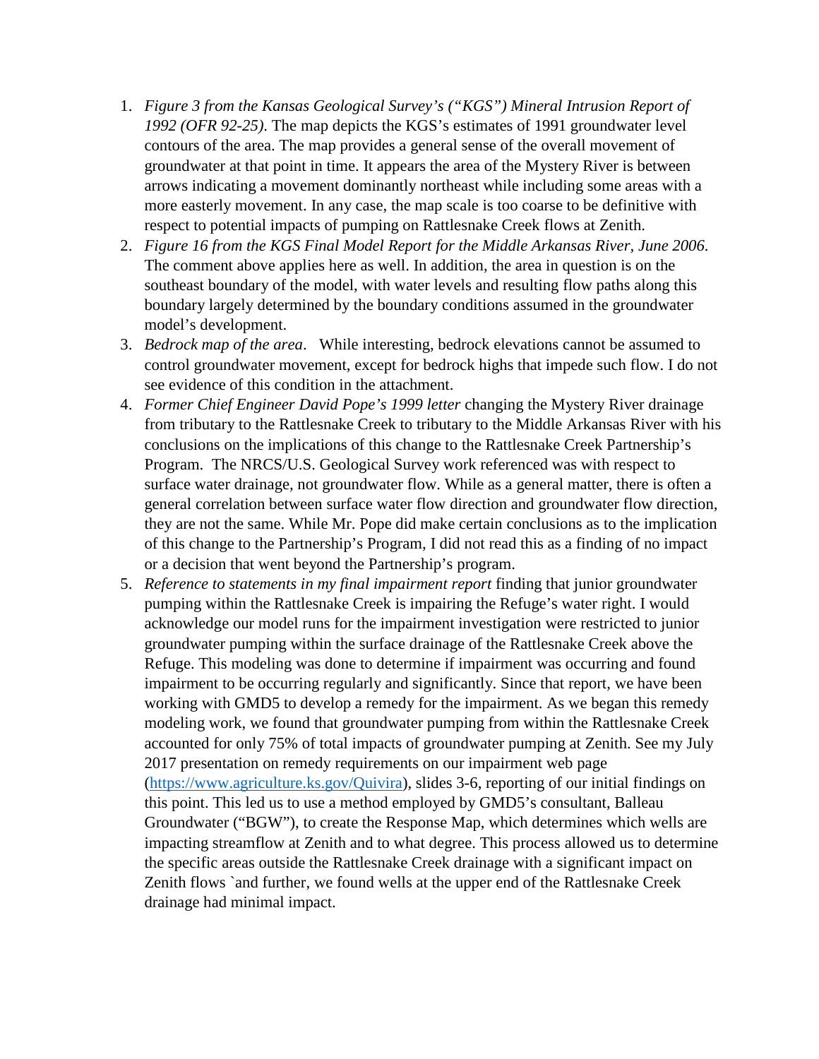1. *Figure 3 from the Kansas Geological Survey's ("KGS") Mineral Intrusion Report of 1992 (OFR 92-25)*. The map depicts the KGS's estimates of 1991 groundwater level contours of the area. The map provides a general sense of the overall movement of groundwater at that point in time. It appears the area of the Mystery River is between arrows indicating a movement dominantly northeast while including some areas with a more easterly movement. In any case, the map scale is too coarse to be definitive with respect to potential impacts of pumping on Rattlesnake Creek flows at Zenith.
2. *Figure 16 from the KGS Final Model Report for the Middle Arkansas River, June 2006*. The comment above applies here as well. In addition, the area in question is on the southeast boundary of the model, with water levels and resulting flow paths along this boundary largely determined by the boundary conditions assumed in the groundwater model's development.
3. *Bedrock map of the area*. While interesting, bedrock elevations cannot be assumed to control groundwater movement, except for bedrock highs that impede such flow. I do not see evidence of this condition in the attachment.
4. *Former Chief Engineer David Pope's 1999 letter* changing the Mystery River drainage from tributary to the Rattlesnake Creek to tributary to the Middle Arkansas River with his conclusions on the implications of this change to the Rattlesnake Creek Partnership's Program. The NRCS/U.S. Geological Survey work referenced was with respect to surface water drainage, not groundwater flow. While as a general matter, there is often a general correlation between surface water flow direction and groundwater flow direction, they are not the same. While Mr. Pope did make certain conclusions as to the implication of this change to the Partnership's Program, I did not read this as a finding of no impact or a decision that went beyond the Partnership's program.
5. *Reference to statements in my final impairment report* finding that junior groundwater pumping within the Rattlesnake Creek is impairing the Refuge's water right. I would acknowledge our model runs for the impairment investigation were restricted to junior groundwater pumping within the surface drainage of the Rattlesnake Creek above the Refuge. This modeling was done to determine if impairment was occurring and found impairment to be occurring regularly and significantly. Since that report, we have been working with GMD5 to develop a remedy for the impairment. As we began this remedy modeling work, we found that groundwater pumping from within the Rattlesnake Creek accounted for only 75% of total impacts of groundwater pumping at Zenith. See my July 2017 presentation on remedy requirements on our impairment web page ([https://www.agriculture.ks.gov/Quivira](https://www.agriculture.ks.gov/Quivira)), slides 3-6, reporting of our initial findings on this point. This led us to use a method employed by GMD5's consultant, Balleau Groundwater ("BGW"), to create the Response Map, which determines which wells are impacting streamflow at Zenith and to what degree. This process allowed us to determine the specific areas outside the Rattlesnake Creek drainage with a significant impact on Zenith flows `and further, we found wells at the upper end of the Rattlesnake Creek drainage had minimal impact.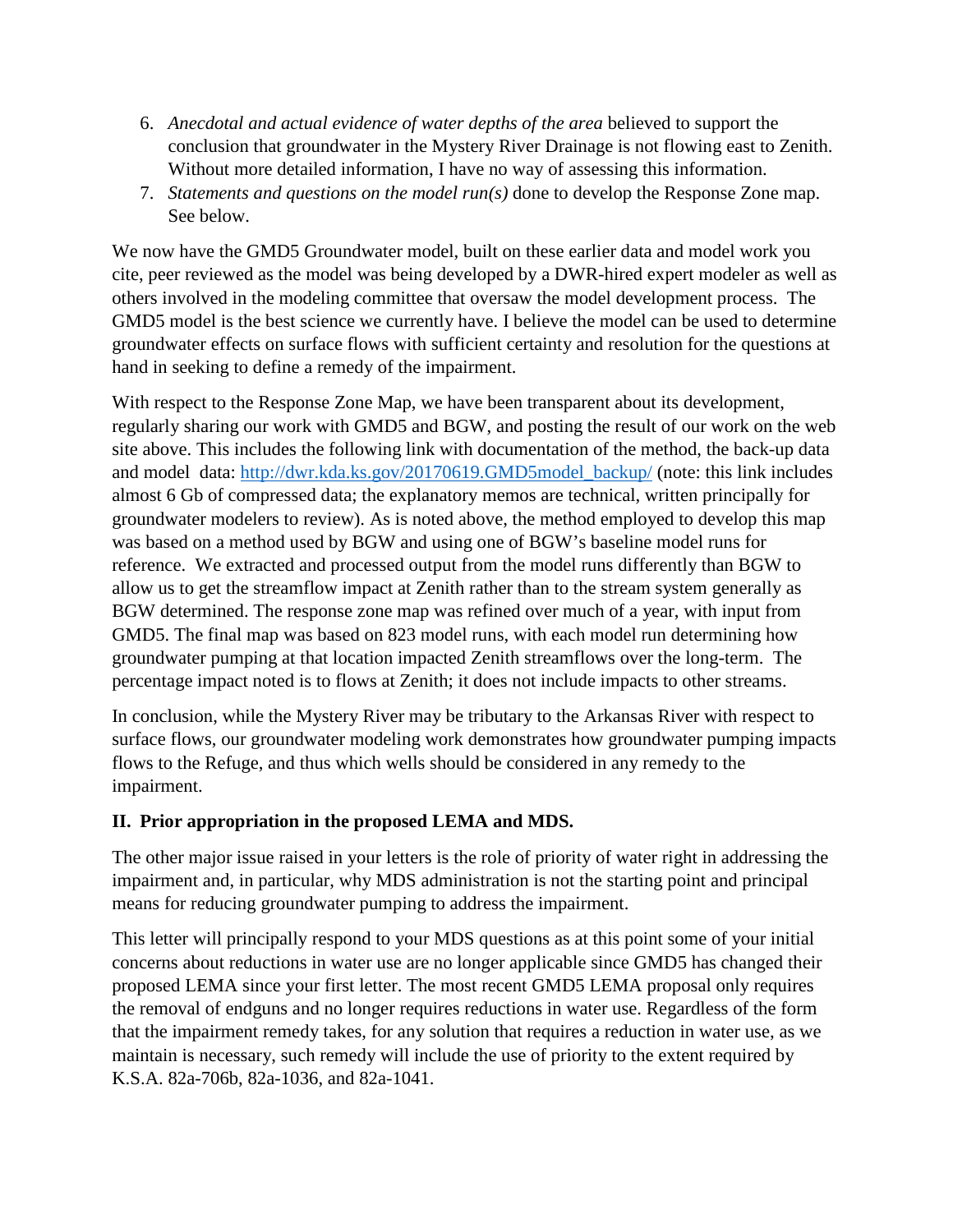6. *Anecdotal and actual evidence of water depths of the area* believed to support the conclusion that groundwater in the Mystery River Drainage is not flowing east to Zenith. Without more detailed information, I have no way of assessing this information.
7. *Statements and questions on the model run(s)* done to develop the Response Zone map. See below.

We now have the GMD5 Groundwater model, built on these earlier data and model work you cite, peer reviewed as the model was being developed by a DWR-hired expert modeler as well as others involved in the modeling committee that oversaw the model development process. The GMD5 model is the best science we currently have. I believe the model can be used to determine groundwater effects on surface flows with sufficient certainty and resolution for the questions at hand in seeking to define a remedy of the impairment.

With respect to the Response Zone Map, we have been transparent about its development, regularly sharing our work with GMD5 and BGW, and posting the result of our work on the web site above. This includes the following link with documentation of the method, the back-up data and model data: [http://dwr.kda.ks.gov/20170619.GMD5model_backup/](http://dwr.kda.ks.gov/20170619.GMD5model_backup/) (note: this link includes almost 6 Gb of compressed data; the explanatory memos are technical, written principally for groundwater modelers to review). As is noted above, the method employed to develop this map was based on a method used by BGW and using one of BGW's baseline model runs for reference. We extracted and processed output from the model runs differently than BGW to allow us to get the streamflow impact at Zenith rather than to the stream system generally as BGW determined. The response zone map was refined over much of a year, with input from GMD5. The final map was based on 823 model runs, with each model run determining how groundwater pumping at that location impacted Zenith streamflows over the long-term. The percentage impact noted is to flows at Zenith; it does not include impacts to other streams.

In conclusion, while the Mystery River may be tributary to the Arkansas River with respect to surface flows, our groundwater modeling work demonstrates how groundwater pumping impacts flows to the Refuge, and thus which wells should be considered in any remedy to the impairment.

**II. Prior appropriation in the proposed LEMA and MDS.**

The other major issue raised in your letters is the role of priority of water right in addressing the impairment and, in particular, why MDS administration is not the starting point and principal means for reducing groundwater pumping to address the impairment.

This letter will principally respond to your MDS questions as at this point some of your initial concerns about reductions in water use are no longer applicable since GMD5 has changed their proposed LEMA since your first letter. The most recent GMD5 LEMA proposal only requires the removal of endguns and no longer requires reductions in water use. Regardless of the form that the impairment remedy takes, for any solution that requires a reduction in water use, as we maintain is necessary, such remedy will include the use of priority to the extent required by K.S.A. 82a-706b, 82a-1036, and 82a-1041.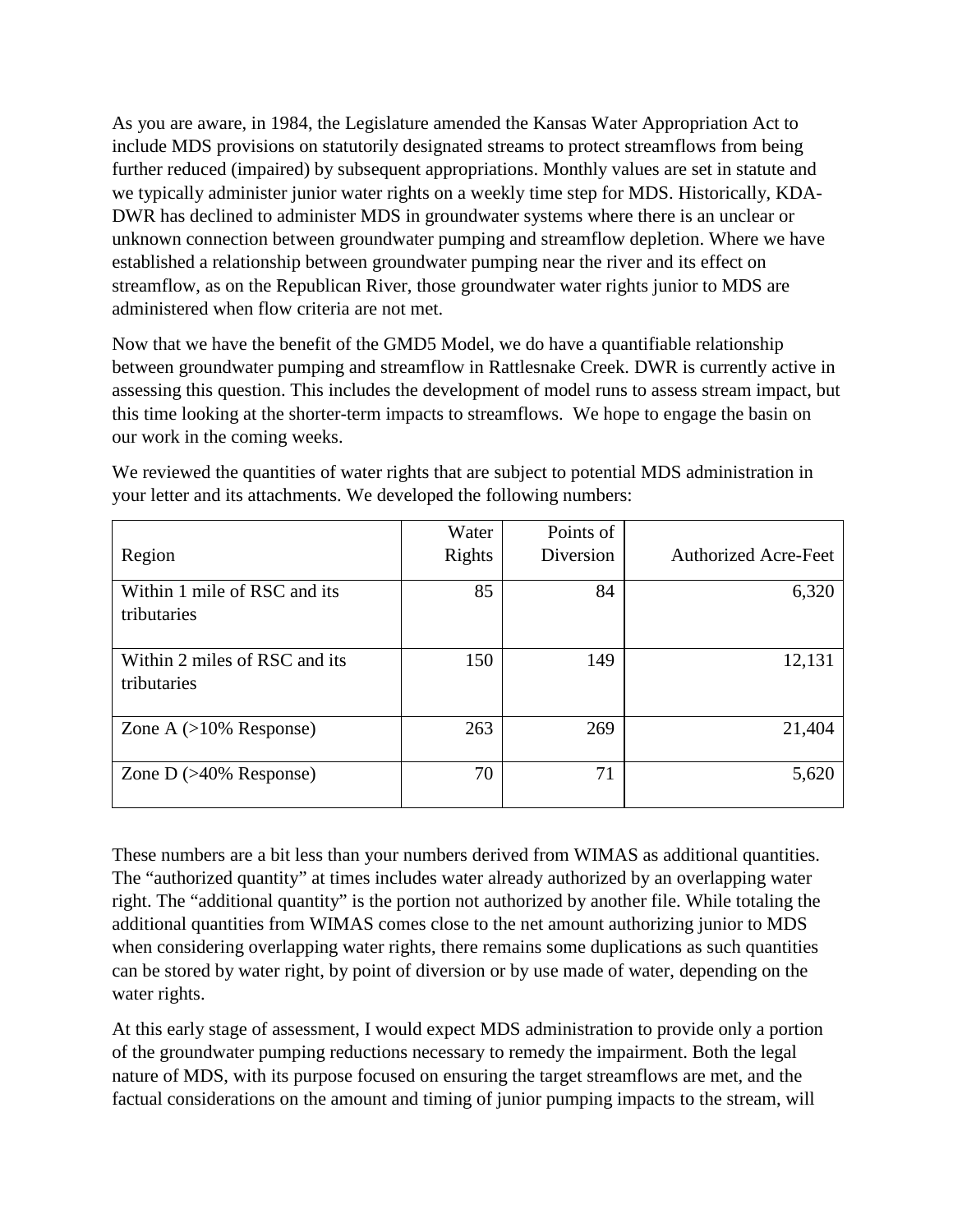As you are aware, in 1984, the Legislature amended the Kansas Water Appropriation Act to include MDS provisions on statutorily designated streams to protect streamflows from being further reduced (impaired) by subsequent appropriations. Monthly values are set in statute and we typically administer junior water rights on a weekly time step for MDS. Historically, KDA-DWR has declined to administer MDS in groundwater systems where there is an unclear or unknown connection between groundwater pumping and streamflow depletion. Where we have established a relationship between groundwater pumping near the river and its effect on streamflow, as on the Republican River, those groundwater water rights junior to MDS are administered when flow criteria are not met.

Now that we have the benefit of the GMD5 Model, we do have a quantifiable relationship between groundwater pumping and streamflow in Rattlesnake Creek. DWR is currently active in assessing this question. This includes the development of model runs to assess stream impact, but this time looking at the shorter-term impacts to streamflows. We hope to engage the basin on our work in the coming weeks.

We reviewed the quantities of water rights that are subject to potential MDS administration in your letter and its attachments. We developed the following numbers:

| Region | Water Rights | Points of Diversion | Authorized Acre-Feet |
|---|---|---|---|
| Within 1 mile of RSC and its tributaries | 85 | 84 | 6,320 |
| Within 2 miles of RSC and its tributaries | 150 | 149 | 12,131 |
| Zone A (>10% Response) | 263 | 269 | 21,404 |
| Zone D (>40% Response) | 70 | 71 | 5,620 |

These numbers are a bit less than your numbers derived from WIMAS as additional quantities. The "authorized quantity" at times includes water already authorized by an overlapping water right. The "additional quantity" is the portion not authorized by another file. While totaling the additional quantities from WIMAS comes close to the net amount authorizing junior to MDS when considering overlapping water rights, there remains some duplications as such quantities can be stored by water right, by point of diversion or by use made of water, depending on the water rights.

At this early stage of assessment, I would expect MDS administration to provide only a portion of the groundwater pumping reductions necessary to remedy the impairment. Both the legal nature of MDS, with its purpose focused on ensuring the target streamflows are met, and the factual considerations on the amount and timing of junior pumping impacts to the stream, will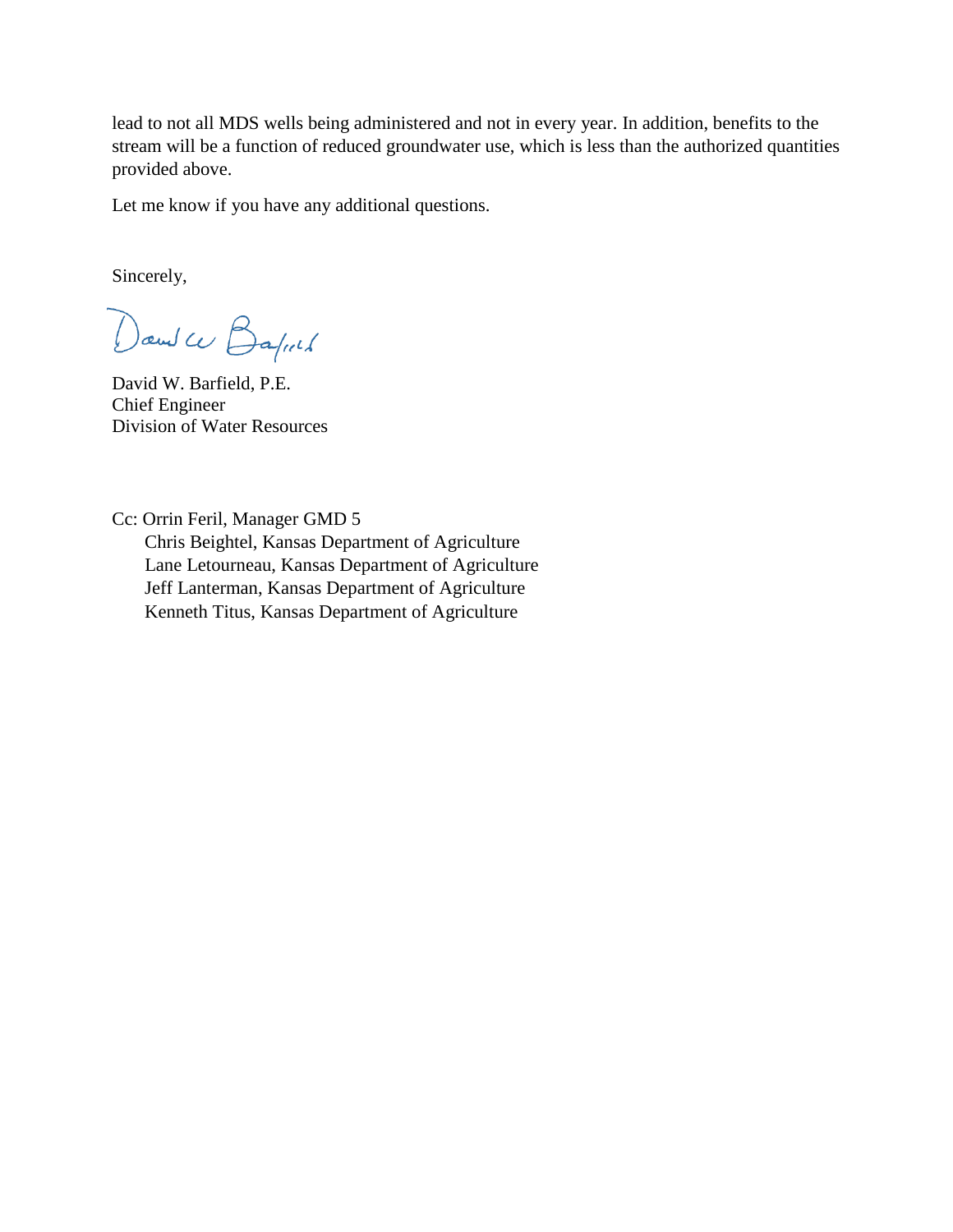lead to not all MDS wells being administered and not in every year. In addition, benefits to the stream will be a function of reduced groundwater use, which is less than the authorized quantities provided above.

Let me know if you have any additional questions.

Sincerely,

David W. Barfield, P.E.
Chief Engineer
Division of Water Resources

Cc: Orrin Feril, Manager GMD 5
Chris Beightel, Kansas Department of Agriculture
Lane Letourneau, Kansas Department of Agriculture
Jeff Lanterman, Kansas Department of Agriculture
Kenneth Titus, Kansas Department of Agriculture